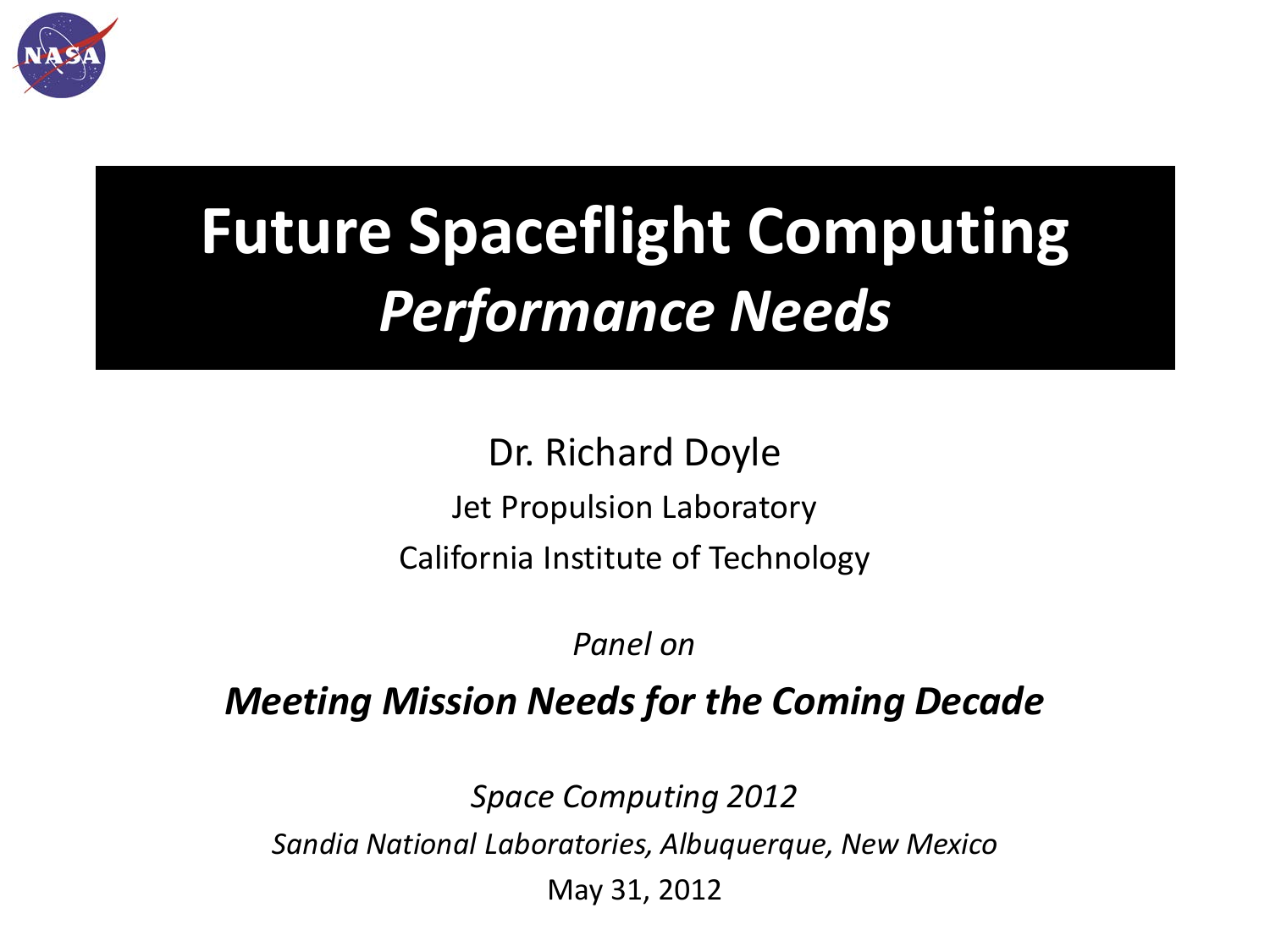# Future Spaceflight Computing *Performance Needs*

Dr. Richard Doyle

Jet Propulsion Laboratory

California Institute of Technology

*Panel on*

***Meeting Mission Needs for the Coming Decade***

*Space Computing 2012*

*Sandia National Laboratories, Albuquerque, New Mexico*

May 31, 2012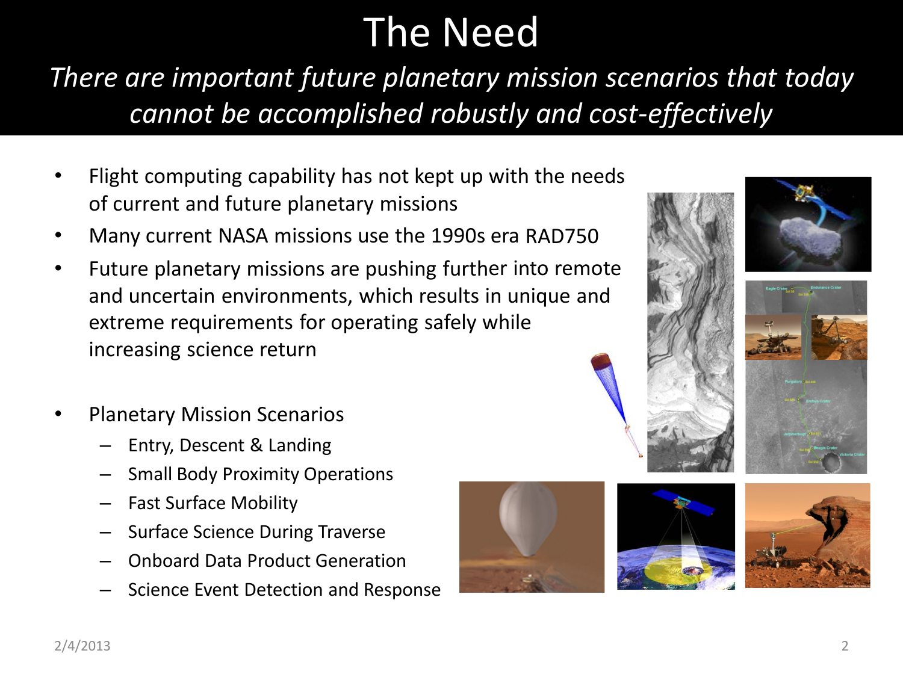# The Need

*There are important future planetary mission scenarios that today cannot be accomplished robustly and cost-effectively*

- Flight computing capability has not kept up with the needs of current and future planetary missions
- Many current NASA missions use the 1990s era RAD750
- Future planetary missions are pushing further into remote and uncertain environments, which results in unique and extreme requirements for operating safely while increasing science return

- Planetary Mission Scenarios
  - Entry, Descent & Landing
  - Small Body Proximity Operations
  - Fast Surface Mobility
  - Surface Science During Traverse
  - Onboard Data Product Generation
  - Science Event Detection and Response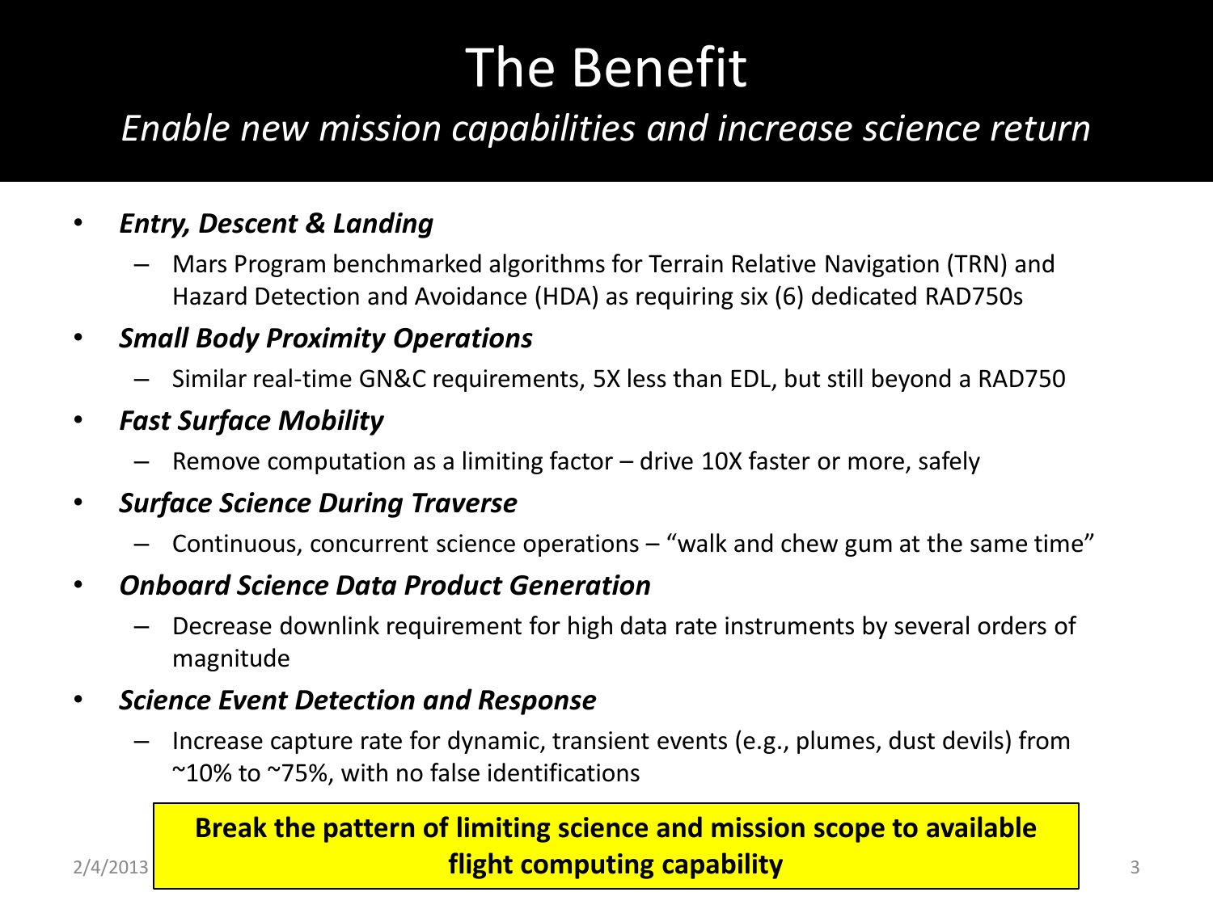# The Benefit

*Enable new mission capabilities and increase science return*

- ***Entry, Descent & Landing***
  - Mars Program benchmarked algorithms for Terrain Relative Navigation (TRN) and Hazard Detection and Avoidance (HDA) as requiring six (6) dedicated RAD750s
- ***Small Body Proximity Operations***
  - Similar real-time GN&C requirements, 5X less than EDL, but still beyond a RAD750
- ***Fast Surface Mobility***
  - Remove computation as a limiting factor – drive 10X faster or more, safely
- ***Surface Science During Traverse***
  - Continuous, concurrent science operations – "walk and chew gum at the same time"
- ***Onboard Science Data Product Generation***
  - Decrease downlink requirement for high data rate instruments by several orders of magnitude
- ***Science Event Detection and Response***
  - Increase capture rate for dynamic, transient events (e.g., plumes, dust devils) from ~10% to ~75%, with no false identifications

**Break the pattern of limiting science and mission scope to available flight computing capability**

2/4/2013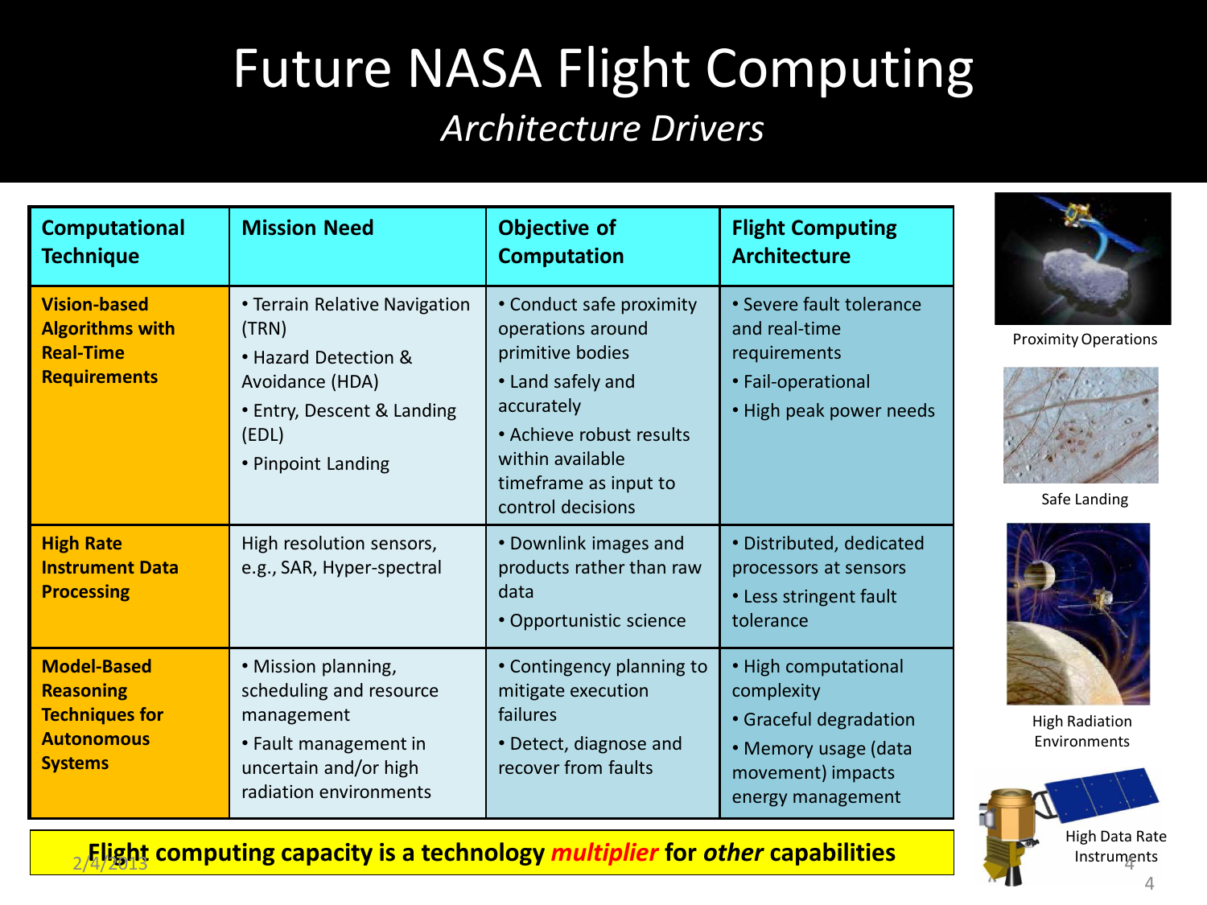# Future NASA Flight Computing

*Architecture Drivers*

| Computational Technique | Mission Need | Objective of Computation | Flight Computing Architecture |
|---|---|---|---|
| **Vision-based Algorithms with Real-Time Requirements** | • Terrain Relative Navigation (TRN)<br>• Hazard Detection & Avoidance (HDA)<br>• Entry, Descent & Landing (EDL)<br>• Pinpoint Landing | • Conduct safe proximity operations around primitive bodies<br>• Land safely and accurately<br>• Achieve robust results within available timeframe as input to control decisions | • Severe fault tolerance and real-time requirements<br>• Fail-operational<br>• High peak power needs |
| **High Rate Instrument Data Processing** | High resolution sensors, e.g., SAR, Hyper-spectral | • Downlink images and products rather than raw data<br>• Opportunistic science | • Distributed, dedicated processors at sensors<br>• Less stringent fault tolerance |
| **Model-Based Reasoning Techniques for Autonomous Systems** | • Mission planning, scheduling and resource management<br>• Fault management in uncertain and/or high radiation environments | • Contingency planning to mitigate execution failures<br>• Detect, diagnose and recover from faults | • High computational complexity<br>• Graceful degradation<br>• Memory usage (data movement) impacts energy management |

**Flight computing capacity is a technology *multiplier* for *other* capabilities**

Proximity Operations

Safe Landing

High Radiation Environments

High Data Rate Instruments